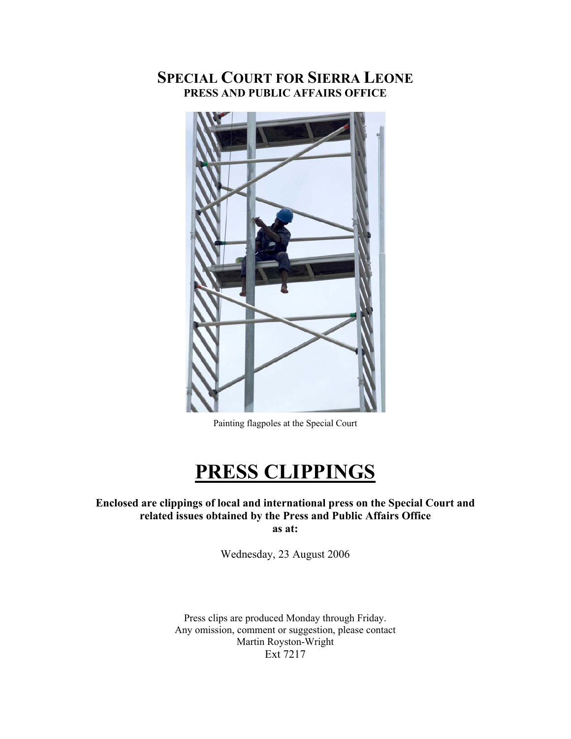# SPECIAL COURT FOR SIERRA LEONE

**PRESS AND PUBLIC AFFAIRS OFFICE**

Painting flagpoles at the Special Court

# PRESS CLIPPINGS

**Enclosed are clippings of local and international press on the Special Court and related issues obtained by the Press and Public Affairs Office as at:**

Wednesday, 23 August 2006

Press clips are produced Monday through Friday.
Any omission, comment or suggestion, please contact
Martin Royston-Wright
Ext 7217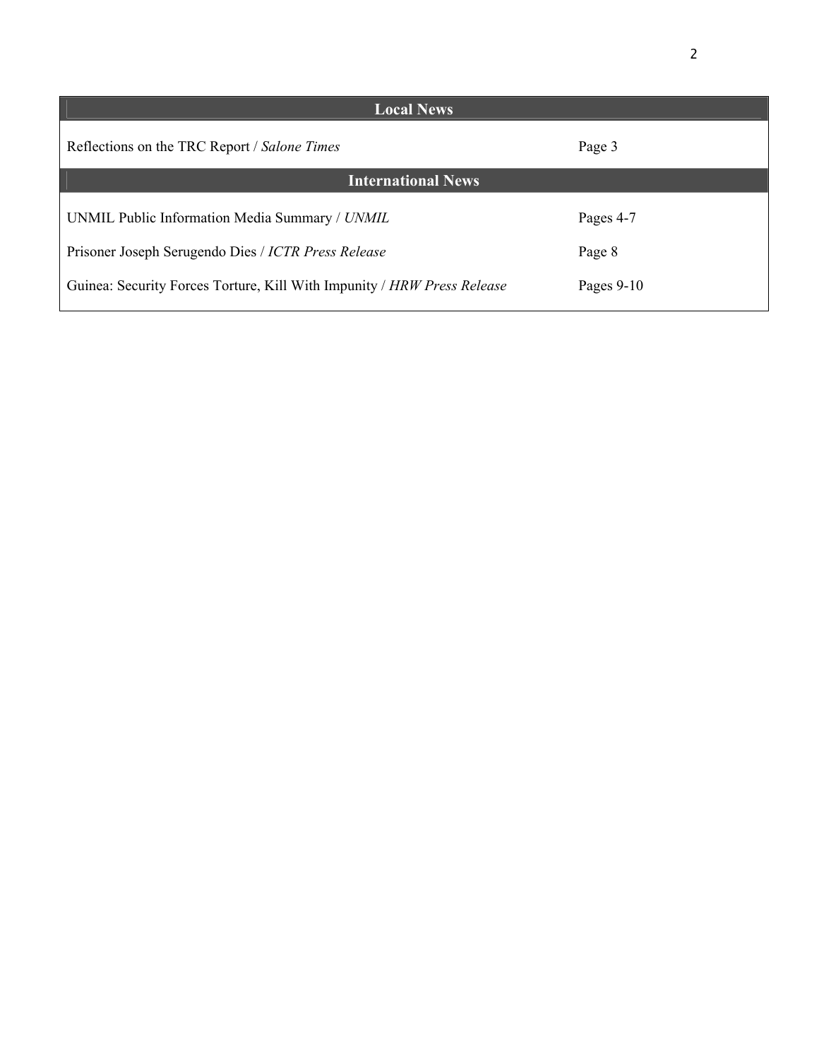| Local News | |
| --- | --- |
| Reflections on the TRC Report / *Salone Times* | Page 3 |
| **International News** | |
| UNMIL Public Information Media Summary / *UNMIL* | Pages 4-7 |
| Prisoner Joseph Serugendo Dies / *ICTR Press Release* | Page 8 |
| Guinea: Security Forces Torture, Kill With Impunity / *HRW Press Release* | Pages 9-10 |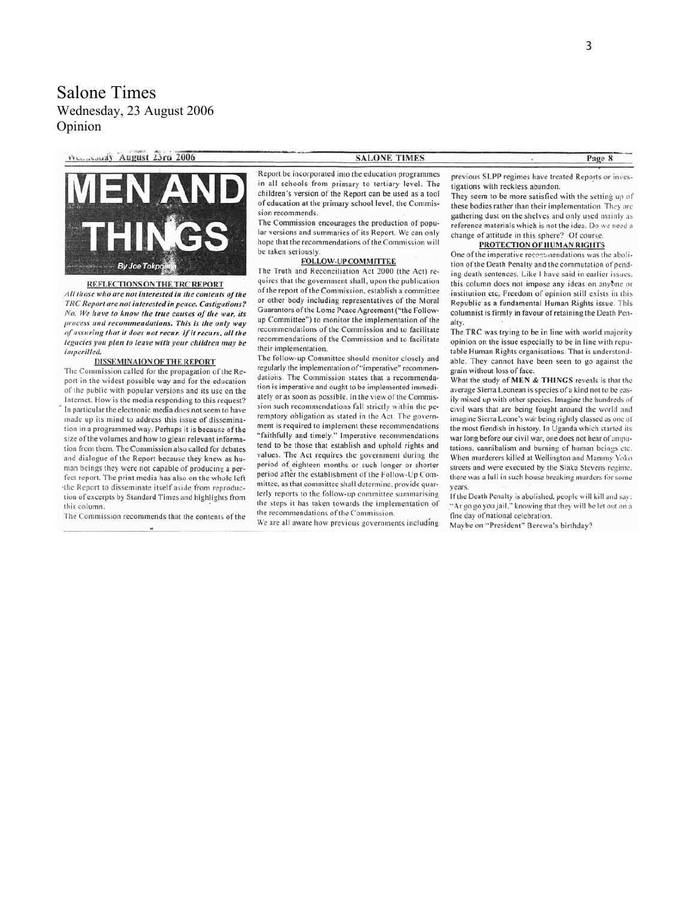# Salone Times

Wednesday, 23 August 2006

Opinion

# MEN AND THINGS

By Joe Tokpojo

## REFLECTIONS ON THE TRC REPORT

*All those who are not interested in the contents of the TRC Report are not interested in peace. Castigations? No. We have to know the true causes of the war, its process and recommendations. This is the only way of assuring that it does not recur. If it recurs, all the legacies you plan to leave with your children may be imperilled.*

### DISSEMINAION OF THE REPORT

The Commission called for the propagation of the Report in the widest possible way and for the education of the public with popular versions and its use on the Internet. How is the media responding to this request? In particular the electronic media does not seem to have made up its mind to address this issue of dissemination in a programmed way. Perhaps it is because of the size of the volumes and how to glean relevant information from them. The Commission also called for debates and dialogue of the Report because they knew as human beings they were not capable of producing a perfect report. The print media has also on the whole left the Report to disseminate itself aside from reproduction of excerpts by Standard Times and highlights from this column.

The Commission recommends that the contents of the Report be incorporated into the education programmes in all schools from primary to tertiary level. The children's version of the Report can be used as a tool of education at the primary school level, the Commission recommends.

The Commission encourages the production of popular versions and summaries of its Report. We can only hope that the recommendations of the Commission will be taken seriously.

### FOLLOW-UP COMMITTEE

The Truth and Reconciliation Act 2000 (the Act) requires that the government shall, upon the publication of the report of the Commission, establish a committee or other body including representatives of the Moral Guarantors of the Lome Peace Agreement ("the Follow-up Committee") to monitor the implementation of the recommendations of the Commission and to facilitate recommendations of the Commission and to facilitate their implementation.

The follow-up Committee should monitor closely and regularly the implementation of "imperative" recommendations. The Commission states that a recommendation is imperative and ought to be implemented immediately or as soon as possible. In the view of the Commission such recommendations fall strictly within the peremptory obligation as stated in the Act. The government is required to implement these recommendations "faithfully and timely." Imperative recommendations tend to be those that establish and uphold rights and values. The Act requires the government during the period of eighteen months or such longer or shorter period after the establishment of the Follow-Up Committee, as that committee shall determine, provide quarterly reports to the follow-up committee summarising the steps it has taken towards the implementation of the recommendations of the Commission.

We are all aware how previous governments including previous SLPP regimes have treated Reports or investigations with reckless abandon.

They seem to be more satisfied with the setting up of these bodies rather than their implementation. They are gathering dust on the shelves and only used mainly as reference materials which is not the idea. Do we need a change of attitude in this sphere? Of course.

### PROTECTION OF HUMAN RIGHTS

One of the imperative recommendations was the abolition of the Death Penalty and the commutation of pending death sentences. Like I have said in earlier issues, this column does not impose any ideas on anyone or institution etc. Freedom of opinion still exists in this Republic as a fundamental Human Rights issue. This columnist is firmly in favour of retaining the Death Penalty.

The TRC was trying to be in line with world majority opinion on the issue especially to be in line with reputable Human Rights organisations. That is understandable. They cannot have been seen to go against the grain without loss of face.

What the study of **MEN & THINGS** reveals is that the average Sierra Leonean is species of a kind not to be easily mixed up with other species. Imagine the hundreds of civil wars that are being fought around the world and imagine Sierra Leone's war being rightly classed as one of the most fiendish in history. In Uganda which started its war long before our civil war, one does not hear of amputations, cannibalism and burning of human beings etc. When murderers killed at Wellington and Mammy Yoko streets and were executed by the Siaka Stevens regime, there was a lull in such house breaking murders for some years.

If the Death Penalty is abolished, people will kill and say: "Ar go go you jail," knowing that they will be let out on a fine day of national celebration.

Maybe on "President" Berewa's birthday?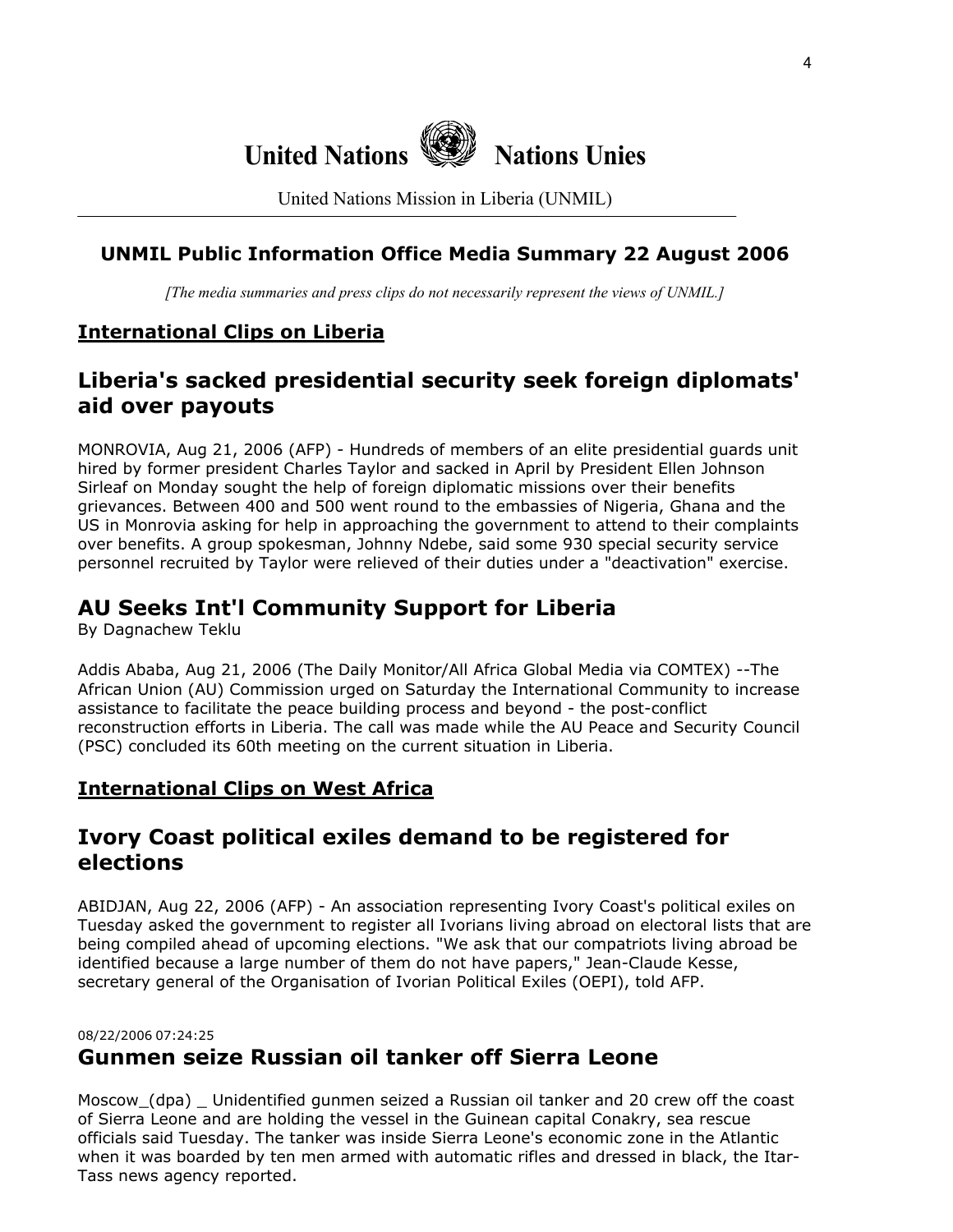United Nations Nations Unies

United Nations Mission in Liberia (UNMIL)

# UNMIL Public Information Office Media Summary 22 August 2006

*[The media summaries and press clips do not necessarily represent the views of UNMIL.]*

## International Clips on Liberia

### Liberia's sacked presidential security seek foreign diplomats' aid over payouts

MONROVIA, Aug 21, 2006 (AFP) - Hundreds of members of an elite presidential guards unit hired by former president Charles Taylor and sacked in April by President Ellen Johnson Sirleaf on Monday sought the help of foreign diplomatic missions over their benefits grievances. Between 400 and 500 went round to the embassies of Nigeria, Ghana and the US in Monrovia asking for help in approaching the government to attend to their complaints over benefits. A group spokesman, Johnny Ndebe, said some 930 special security service personnel recruited by Taylor were relieved of their duties under a "deactivation" exercise.

### AU Seeks Int'l Community Support for Liberia

By Dagnachew Teklu

Addis Ababa, Aug 21, 2006 (The Daily Monitor/All Africa Global Media via COMTEX) --The African Union (AU) Commission urged on Saturday the International Community to increase assistance to facilitate the peace building process and beyond - the post-conflict reconstruction efforts in Liberia. The call was made while the AU Peace and Security Council (PSC) concluded its 60th meeting on the current situation in Liberia.

## International Clips on West Africa

### Ivory Coast political exiles demand to be registered for elections

ABIDJAN, Aug 22, 2006 (AFP) - An association representing Ivory Coast's political exiles on Tuesday asked the government to register all Ivorians living abroad on electoral lists that are being compiled ahead of upcoming elections. "We ask that our compatriots living abroad be identified because a large number of them do not have papers," Jean-Claude Kesse, secretary general of the Organisation of Ivorian Political Exiles (OEPI), told AFP.

08/22/2006 07:24:25

### Gunmen seize Russian oil tanker off Sierra Leone

Moscow_(dpa) _ Unidentified gunmen seized a Russian oil tanker and 20 crew off the coast of Sierra Leone and are holding the vessel in the Guinean capital Conakry, sea rescue officials said Tuesday. The tanker was inside Sierra Leone's economic zone in the Atlantic when it was boarded by ten men armed with automatic rifles and dressed in black, the Itar-Tass news agency reported.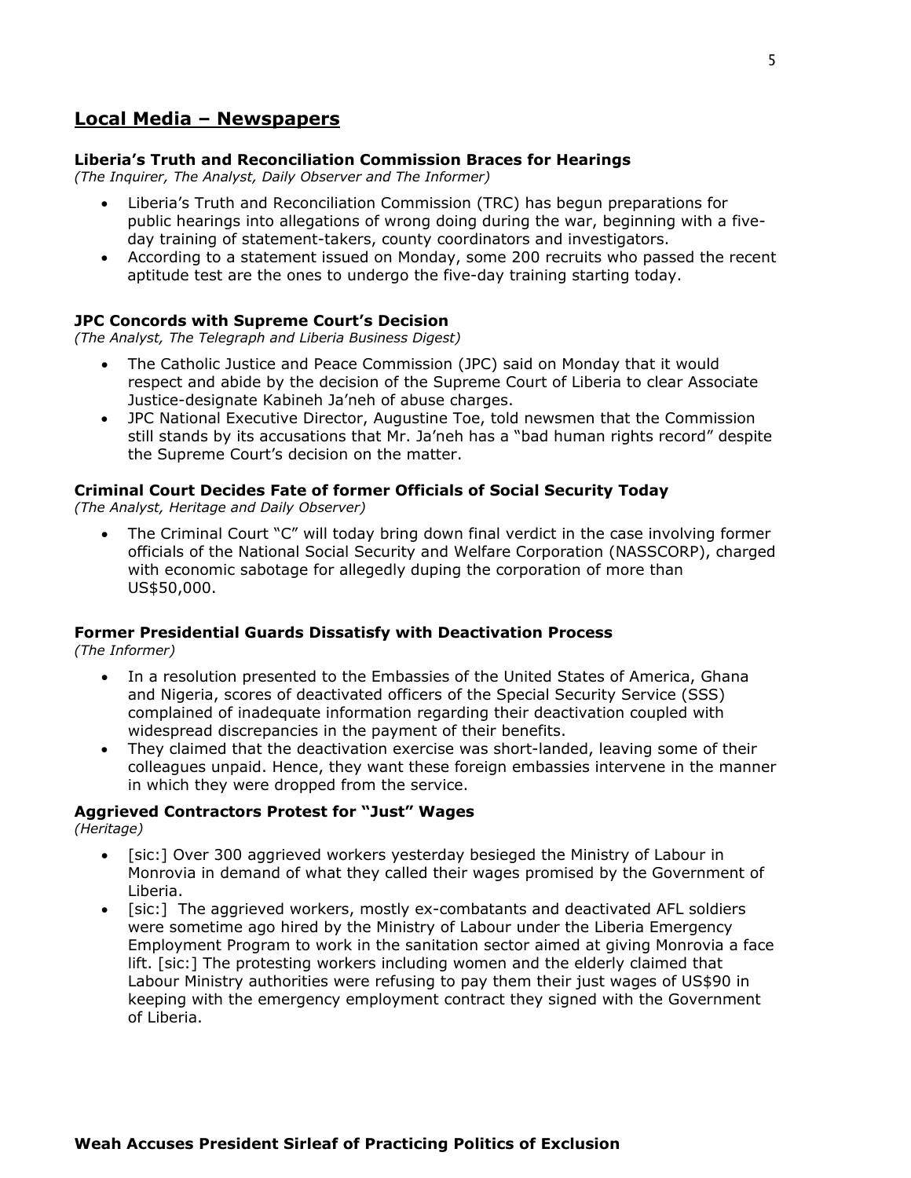## Local Media – Newspapers

### Liberia's Truth and Reconciliation Commission Braces for Hearings

*(The Inquirer, The Analyst, Daily Observer and The Informer)*

- Liberia's Truth and Reconciliation Commission (TRC) has begun preparations for public hearings into allegations of wrong doing during the war, beginning with a five-day training of statement-takers, county coordinators and investigators.
- According to a statement issued on Monday, some 200 recruits who passed the recent aptitude test are the ones to undergo the five-day training starting today.

### JPC Concords with Supreme Court's Decision

*(The Analyst, The Telegraph and Liberia Business Digest)*

- The Catholic Justice and Peace Commission (JPC) said on Monday that it would respect and abide by the decision of the Supreme Court of Liberia to clear Associate Justice-designate Kabineh Ja'neh of abuse charges.
- JPC National Executive Director, Augustine Toe, told newsmen that the Commission still stands by its accusations that Mr. Ja'neh has a "bad human rights record" despite the Supreme Court's decision on the matter.

### Criminal Court Decides Fate of former Officials of Social Security Today

*(The Analyst, Heritage and Daily Observer)*

- The Criminal Court "C" will today bring down final verdict in the case involving former officials of the National Social Security and Welfare Corporation (NASSCORP), charged with economic sabotage for allegedly duping the corporation of more than US$50,000.

### Former Presidential Guards Dissatisfy with Deactivation Process

*(The Informer)*

- In a resolution presented to the Embassies of the United States of America, Ghana and Nigeria, scores of deactivated officers of the Special Security Service (SSS) complained of inadequate information regarding their deactivation coupled with widespread discrepancies in the payment of their benefits.
- They claimed that the deactivation exercise was short-landed, leaving some of their colleagues unpaid. Hence, they want these foreign embassies intervene in the manner in which they were dropped from the service.

### Aggrieved Contractors Protest for "Just" Wages

*(Heritage)*

- [sic:] Over 300 aggrieved workers yesterday besieged the Ministry of Labour in Monrovia in demand of what they called their wages promised by the Government of Liberia.
- [sic:] The aggrieved workers, mostly ex-combatants and deactivated AFL soldiers were sometime ago hired by the Ministry of Labour under the Liberia Emergency Employment Program to work in the sanitation sector aimed at giving Monrovia a face lift. [sic:] The protesting workers including women and the elderly claimed that Labour Ministry authorities were refusing to pay them their just wages of US$90 in keeping with the emergency employment contract they signed with the Government of Liberia.

### Weah Accuses President Sirleaf of Practicing Politics of Exclusion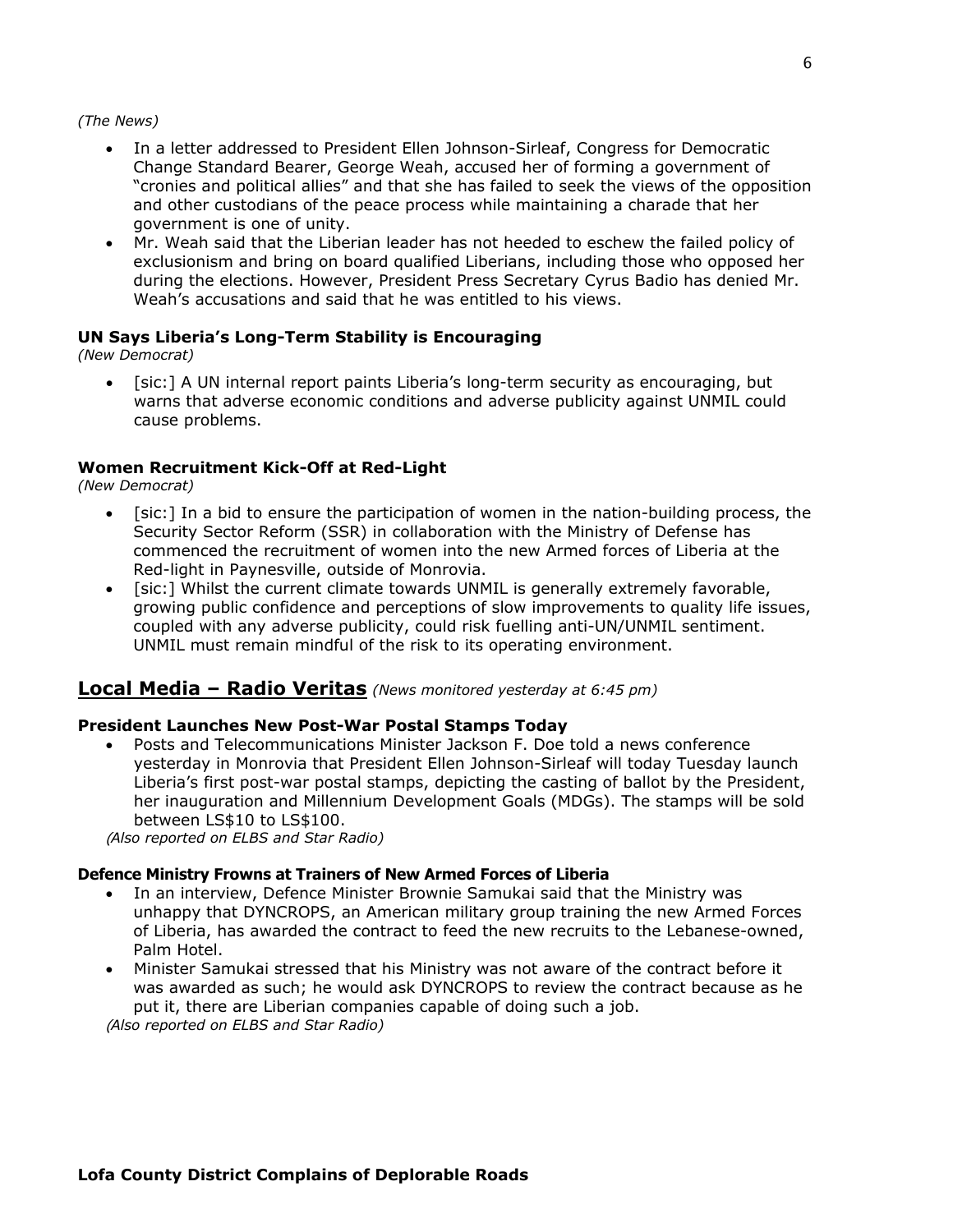*(The News)*

- In a letter addressed to President Ellen Johnson-Sirleaf, Congress for Democratic Change Standard Bearer, George Weah, accused her of forming a government of "cronies and political allies" and that she has failed to seek the views of the opposition and other custodians of the peace process while maintaining a charade that her government is one of unity.
- Mr. Weah said that the Liberian leader has not heeded to eschew the failed policy of exclusionism and bring on board qualified Liberians, including those who opposed her during the elections. However, President Press Secretary Cyrus Badio has denied Mr. Weah's accusations and said that he was entitled to his views.

### UN Says Liberia's Long-Term Stability is Encouraging

*(New Democrat)*

- [sic:] A UN internal report paints Liberia's long-term security as encouraging, but warns that adverse economic conditions and adverse publicity against UNMIL could cause problems.

### Women Recruitment Kick-Off at Red-Light

*(New Democrat)*

- [sic:] In a bid to ensure the participation of women in the nation-building process, the Security Sector Reform (SSR) in collaboration with the Ministry of Defense has commenced the recruitment of women into the new Armed forces of Liberia at the Red-light in Paynesville, outside of Monrovia.
- [sic:] Whilst the current climate towards UNMIL is generally extremely favorable, growing public confidence and perceptions of slow improvements to quality life issues, coupled with any adverse publicity, could risk fuelling anti-UN/UNMIL sentiment. UNMIL must remain mindful of the risk to its operating environment.

## Local Media – Radio Veritas *(News monitored yesterday at 6:45 pm)*

### President Launches New Post-War Postal Stamps Today

- Posts and Telecommunications Minister Jackson F. Doe told a news conference yesterday in Monrovia that President Ellen Johnson-Sirleaf will today Tuesday launch Liberia's first post-war postal stamps, depicting the casting of ballot by the President, her inauguration and Millennium Development Goals (MDGs). The stamps will be sold between LS$10 to LS$100.

*(Also reported on ELBS and Star Radio)*

### Defence Ministry Frowns at Trainers of New Armed Forces of Liberia

- In an interview, Defence Minister Brownie Samukai said that the Ministry was unhappy that DYNCROPS, an American military group training the new Armed Forces of Liberia, has awarded the contract to feed the new recruits to the Lebanese-owned, Palm Hotel.
- Minister Samukai stressed that his Ministry was not aware of the contract before it was awarded as such; he would ask DYNCROPS to review the contract because as he put it, there are Liberian companies capable of doing such a job.

*(Also reported on ELBS and Star Radio)*

### Lofa County District Complains of Deplorable Roads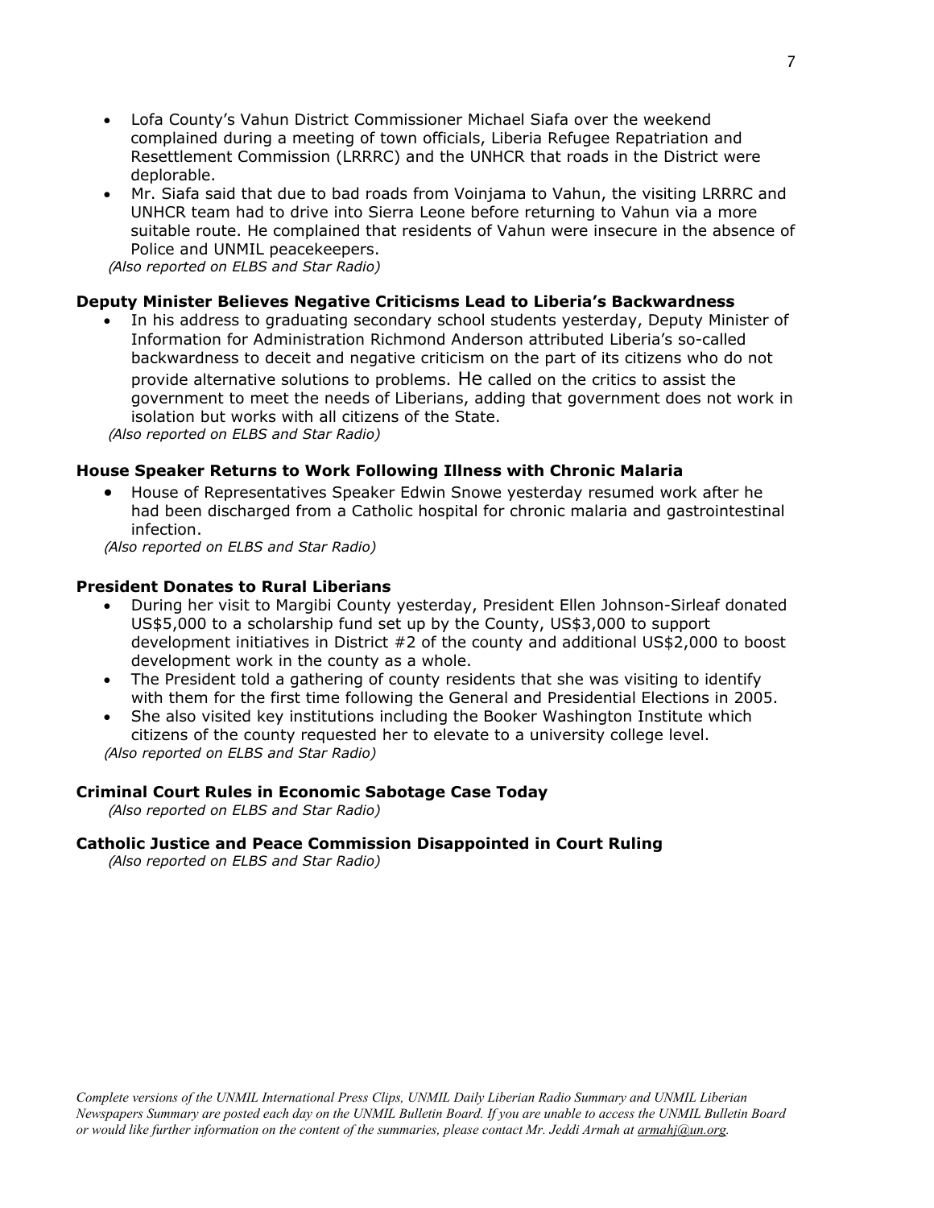- Lofa County's Vahun District Commissioner Michael Siafa over the weekend complained during a meeting of town officials, Liberia Refugee Repatriation and Resettlement Commission (LRRRC) and the UNHCR that roads in the District were deplorable.
- Mr. Siafa said that due to bad roads from Voinjama to Vahun, the visiting LRRRC and UNHCR team had to drive into Sierra Leone before returning to Vahun via a more suitable route. He complained that residents of Vahun were insecure in the absence of Police and UNMIL peacekeepers.

*(Also reported on ELBS and Star Radio)*

**Deputy Minister Believes Negative Criticisms Lead to Liberia's Backwardness**

- In his address to graduating secondary school students yesterday, Deputy Minister of Information for Administration Richmond Anderson attributed Liberia's so-called backwardness to deceit and negative criticism on the part of its citizens who do not provide alternative solutions to problems. He called on the critics to assist the government to meet the needs of Liberians, adding that government does not work in isolation but works with all citizens of the State.

*(Also reported on ELBS and Star Radio)*

**House Speaker Returns to Work Following Illness with Chronic Malaria**

- House of Representatives Speaker Edwin Snowe yesterday resumed work after he had been discharged from a Catholic hospital for chronic malaria and gastrointestinal infection.

*(Also reported on ELBS and Star Radio)*

**President Donates to Rural Liberians**

- During her visit to Margibi County yesterday, President Ellen Johnson-Sirleaf donated US$5,000 to a scholarship fund set up by the County, US$3,000 to support development initiatives in District #2 of the county and additional US$2,000 to boost development work in the county as a whole.
- The President told a gathering of county residents that she was visiting to identify with them for the first time following the General and Presidential Elections in 2005.
- She also visited key institutions including the Booker Washington Institute which citizens of the county requested her to elevate to a university college level.

*(Also reported on ELBS and Star Radio)*

**Criminal Court Rules in Economic Sabotage Case Today**

*(Also reported on ELBS and Star Radio)*

**Catholic Justice and Peace Commission Disappointed in Court Ruling**

*(Also reported on ELBS and Star Radio)*

*Complete versions of the UNMIL International Press Clips, UNMIL Daily Liberian Radio Summary and UNMIL Liberian Newspapers Summary are posted each day on the UNMIL Bulletin Board. If you are unable to access the UNMIL Bulletin Board or would like further information on the content of the summaries, please contact Mr. Jeddi Armah at armahj@un.org.*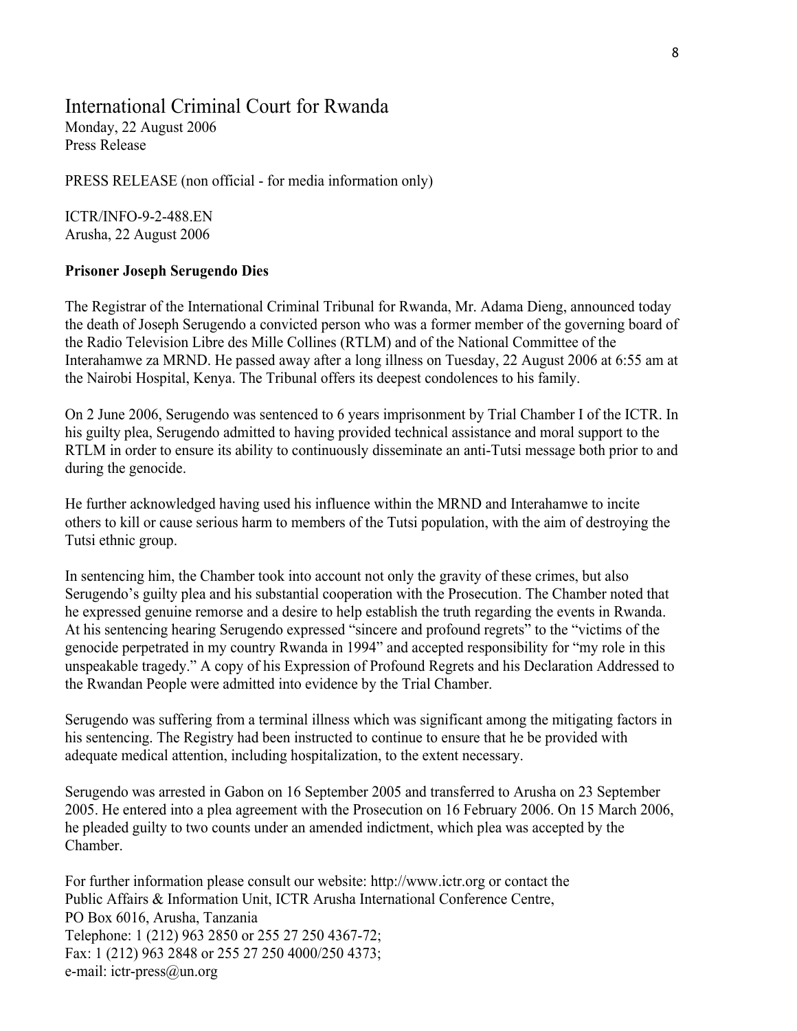# International Criminal Court for Rwanda

Monday, 22 August 2006
Press Release

PRESS RELEASE (non official - for media information only)

ICTR/INFO-9-2-488.EN
Arusha, 22 August 2006

**Prisoner Joseph Serugendo Dies**

The Registrar of the International Criminal Tribunal for Rwanda, Mr. Adama Dieng, announced today the death of Joseph Serugendo a convicted person who was a former member of the governing board of the Radio Television Libre des Mille Collines (RTLM) and of the National Committee of the Interahamwe za MRND. He passed away after a long illness on Tuesday, 22 August 2006 at 6:55 am at the Nairobi Hospital, Kenya. The Tribunal offers its deepest condolences to his family.

On 2 June 2006, Serugendo was sentenced to 6 years imprisonment by Trial Chamber I of the ICTR. In his guilty plea, Serugendo admitted to having provided technical assistance and moral support to the RTLM in order to ensure its ability to continuously disseminate an anti-Tutsi message both prior to and during the genocide.

He further acknowledged having used his influence within the MRND and Interahamwe to incite others to kill or cause serious harm to members of the Tutsi population, with the aim of destroying the Tutsi ethnic group.

In sentencing him, the Chamber took into account not only the gravity of these crimes, but also Serugendo's guilty plea and his substantial cooperation with the Prosecution. The Chamber noted that he expressed genuine remorse and a desire to help establish the truth regarding the events in Rwanda. At his sentencing hearing Serugendo expressed "sincere and profound regrets" to the "victims of the genocide perpetrated in my country Rwanda in 1994" and accepted responsibility for "my role in this unspeakable tragedy." A copy of his Expression of Profound Regrets and his Declaration Addressed to the Rwandan People were admitted into evidence by the Trial Chamber.

Serugendo was suffering from a terminal illness which was significant among the mitigating factors in his sentencing. The Registry had been instructed to continue to ensure that he be provided with adequate medical attention, including hospitalization, to the extent necessary.

Serugendo was arrested in Gabon on 16 September 2005 and transferred to Arusha on 23 September 2005. He entered into a plea agreement with the Prosecution on 16 February 2006. On 15 March 2006, he pleaded guilty to two counts under an amended indictment, which plea was accepted by the Chamber.

For further information please consult our website: http://www.ictr.org or contact the
Public Affairs & Information Unit, ICTR Arusha International Conference Centre,
PO Box 6016, Arusha, Tanzania
Telephone: 1 (212) 963 2850 or 255 27 250 4367-72;
Fax: 1 (212) 963 2848 or 255 27 250 4000/250 4373;
e-mail: ictr-press@un.org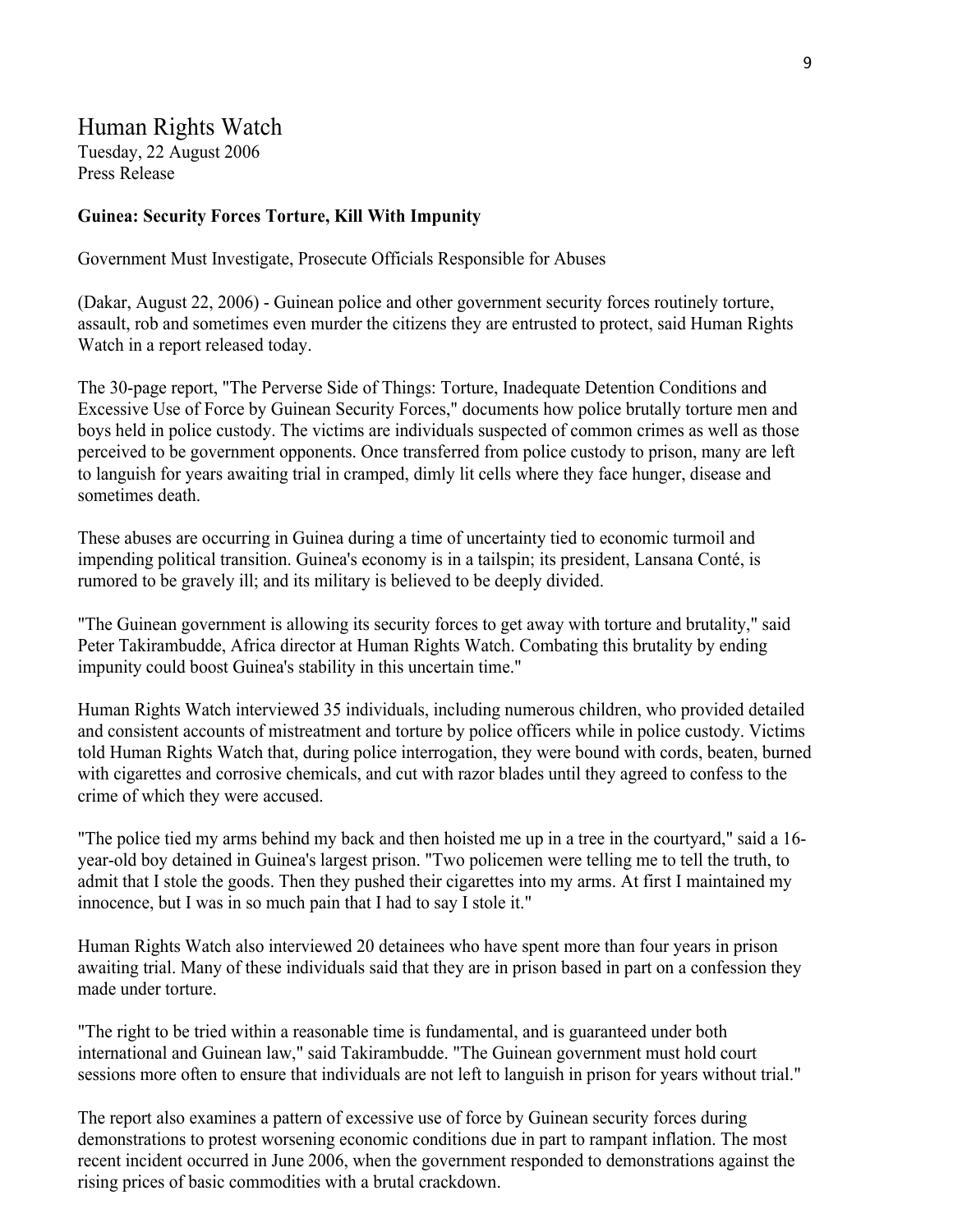# Human Rights Watch

Tuesday, 22 August 2006
Press Release

**Guinea: Security Forces Torture, Kill With Impunity**

Government Must Investigate, Prosecute Officials Responsible for Abuses

(Dakar, August 22, 2006) - Guinean police and other government security forces routinely torture, assault, rob and sometimes even murder the citizens they are entrusted to protect, said Human Rights Watch in a report released today.

The 30-page report, "The Perverse Side of Things: Torture, Inadequate Detention Conditions and Excessive Use of Force by Guinean Security Forces," documents how police brutally torture men and boys held in police custody. The victims are individuals suspected of common crimes as well as those perceived to be government opponents. Once transferred from police custody to prison, many are left to languish for years awaiting trial in cramped, dimly lit cells where they face hunger, disease and sometimes death.

These abuses are occurring in Guinea during a time of uncertainty tied to economic turmoil and impending political transition. Guinea's economy is in a tailspin; its president, Lansana Conté, is rumored to be gravely ill; and its military is believed to be deeply divided.

"The Guinean government is allowing its security forces to get away with torture and brutality," said Peter Takirambudde, Africa director at Human Rights Watch. Combating this brutality by ending impunity could boost Guinea's stability in this uncertain time."

Human Rights Watch interviewed 35 individuals, including numerous children, who provided detailed and consistent accounts of mistreatment and torture by police officers while in police custody. Victims told Human Rights Watch that, during police interrogation, they were bound with cords, beaten, burned with cigarettes and corrosive chemicals, and cut with razor blades until they agreed to confess to the crime of which they were accused.

"The police tied my arms behind my back and then hoisted me up in a tree in the courtyard," said a 16-year-old boy detained in Guinea's largest prison. "Two policemen were telling me to tell the truth, to admit that I stole the goods. Then they pushed their cigarettes into my arms. At first I maintained my innocence, but I was in so much pain that I had to say I stole it."

Human Rights Watch also interviewed 20 detainees who have spent more than four years in prison awaiting trial. Many of these individuals said that they are in prison based in part on a confession they made under torture.

"The right to be tried within a reasonable time is fundamental, and is guaranteed under both international and Guinean law," said Takirambudde. "The Guinean government must hold court sessions more often to ensure that individuals are not left to languish in prison for years without trial."

The report also examines a pattern of excessive use of force by Guinean security forces during demonstrations to protest worsening economic conditions due in part to rampant inflation. The most recent incident occurred in June 2006, when the government responded to demonstrations against the rising prices of basic commodities with a brutal crackdown.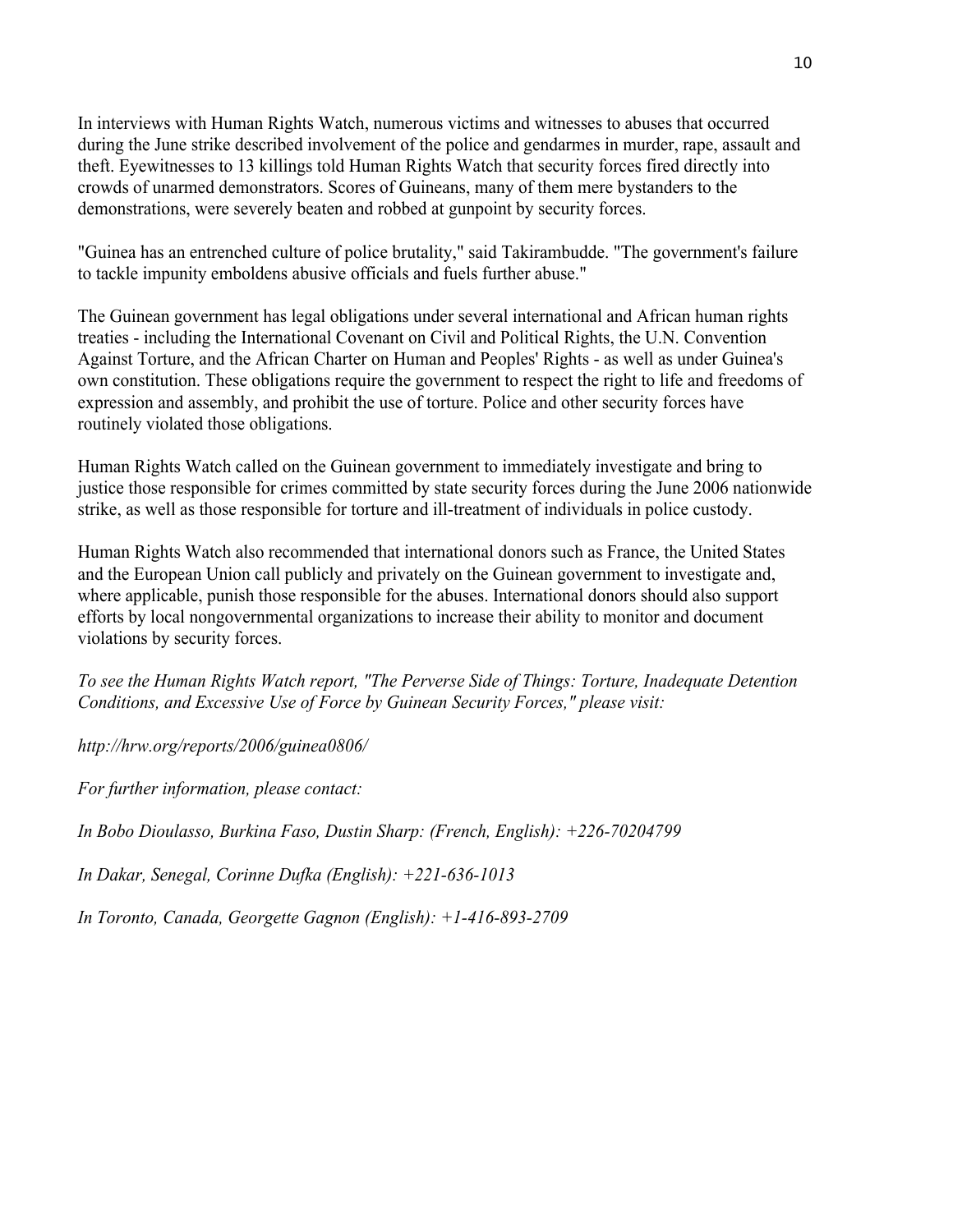In interviews with Human Rights Watch, numerous victims and witnesses to abuses that occurred during the June strike described involvement of the police and gendarmes in murder, rape, assault and theft. Eyewitnesses to 13 killings told Human Rights Watch that security forces fired directly into crowds of unarmed demonstrators. Scores of Guineans, many of them mere bystanders to the demonstrations, were severely beaten and robbed at gunpoint by security forces.

"Guinea has an entrenched culture of police brutality," said Takirambudde. "The government's failure to tackle impunity emboldens abusive officials and fuels further abuse."

The Guinean government has legal obligations under several international and African human rights treaties - including the International Covenant on Civil and Political Rights, the U.N. Convention Against Torture, and the African Charter on Human and Peoples' Rights - as well as under Guinea's own constitution. These obligations require the government to respect the right to life and freedoms of expression and assembly, and prohibit the use of torture. Police and other security forces have routinely violated those obligations.

Human Rights Watch called on the Guinean government to immediately investigate and bring to justice those responsible for crimes committed by state security forces during the June 2006 nationwide strike, as well as those responsible for torture and ill-treatment of individuals in police custody.

Human Rights Watch also recommended that international donors such as France, the United States and the European Union call publicly and privately on the Guinean government to investigate and, where applicable, punish those responsible for the abuses. International donors should also support efforts by local nongovernmental organizations to increase their ability to monitor and document violations by security forces.

*To see the Human Rights Watch report, "The Perverse Side of Things: Torture, Inadequate Detention Conditions, and Excessive Use of Force by Guinean Security Forces," please visit:*

*http://hrw.org/reports/2006/guinea0806/*

*For further information, please contact:*

*In Bobo Dioulasso, Burkina Faso, Dustin Sharp: (French, English): +226-70204799*

*In Dakar, Senegal, Corinne Dufka (English): +221-636-1013*

*In Toronto, Canada, Georgette Gagnon (English): +1-416-893-2709*